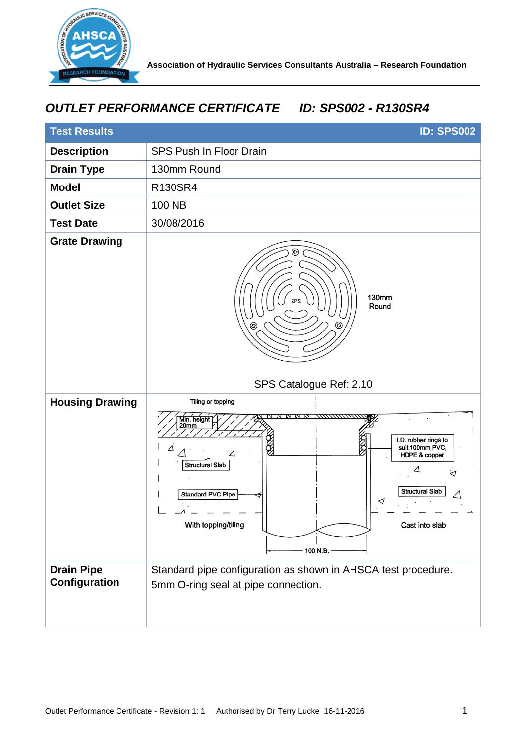Association of Hydraulic Services Consultants Australia – Research Foundation

## *OUTLET PERFORMANCE CERTIFICATE ID: SPS002 - R130SR4*

| Test Results | ID: SPS002 |
|---|---|
| **Description** | SPS Push In Floor Drain |
| **Drain Type** | 130mm Round |
| **Model** | R130SR4 |
| **Outlet Size** | 100 NB |
| **Test Date** | 30/08/2016 |
| **Grate Drawing** | 130mm Round<br>SPS Catalogue Ref: 2.10 |
| **Housing Drawing** | Tiling or topping; Min. height 20mm; Structural Slab; Standard PVC Pipe; With topping/tiling; I.D. rubber rings to suit 100mm PVC, HDPE & copper; Structural Slab; Cast into slab; 100 N.B. |
| **Drain Pipe Configuration** | Standard pipe configuration as shown in AHSCA test procedure.<br>5mm O-ring seal at pipe connection. |

Outlet Performance Certificate - Revision 1: 1 Authorised by Dr Terry Lucke 16-11-2016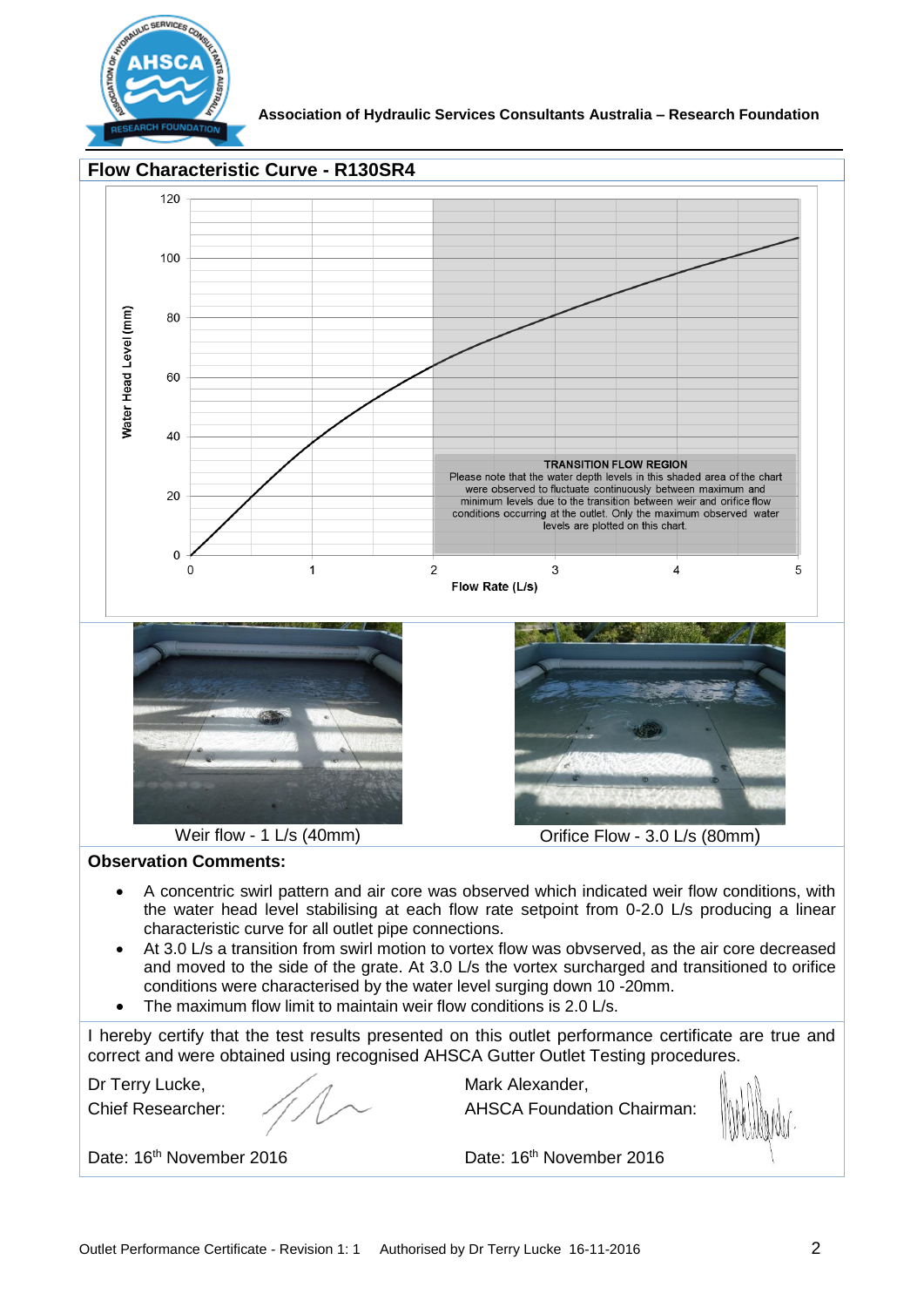Association of Hydraulic Services Consultants Australia – Research Foundation

## Flow Characteristic Curve - R130SR4

Water Head Level (mm)

120
100
80
60
40
20
0

0 1 2 3 4 5

Flow Rate (L/s)

TRANSITION FLOW REGION
Please note that the water depth levels in this shaded area of the chart were observed to fluctuate continuously between maximum and minimum levels due to the transition between weir and orifice flow conditions occurring at the outlet. Only the maximum observed water levels are plotted on this chart.

Weir flow - 1 L/s (40mm)

Orifice Flow - 3.0 L/s (80mm)

**Observation Comments:**

- A concentric swirl pattern and air core was observed which indicated weir flow conditions, with the water head level stabilising at each flow rate setpoint from 0-2.0 L/s producing a linear characteristic curve for all outlet pipe connections.
- At 3.0 L/s a transition from swirl motion to vortex flow was obvserved, as the air core decreased and moved to the side of the grate. At 3.0 L/s the vortex surcharged and transitioned to orifice conditions were characterised by the water level surging down 10 -20mm.
- The maximum flow limit to maintain weir flow conditions is 2.0 L/s.

I hereby certify that the test results presented on this outlet performance certificate are true and correct and were obtained using recognised AHSCA Gutter Outlet Testing procedures.

Dr Terry Lucke,
Chief Researcher:

Date: 16th November 2016

Mark Alexander,
AHSCA Foundation Chairman:

Date: 16th November 2016